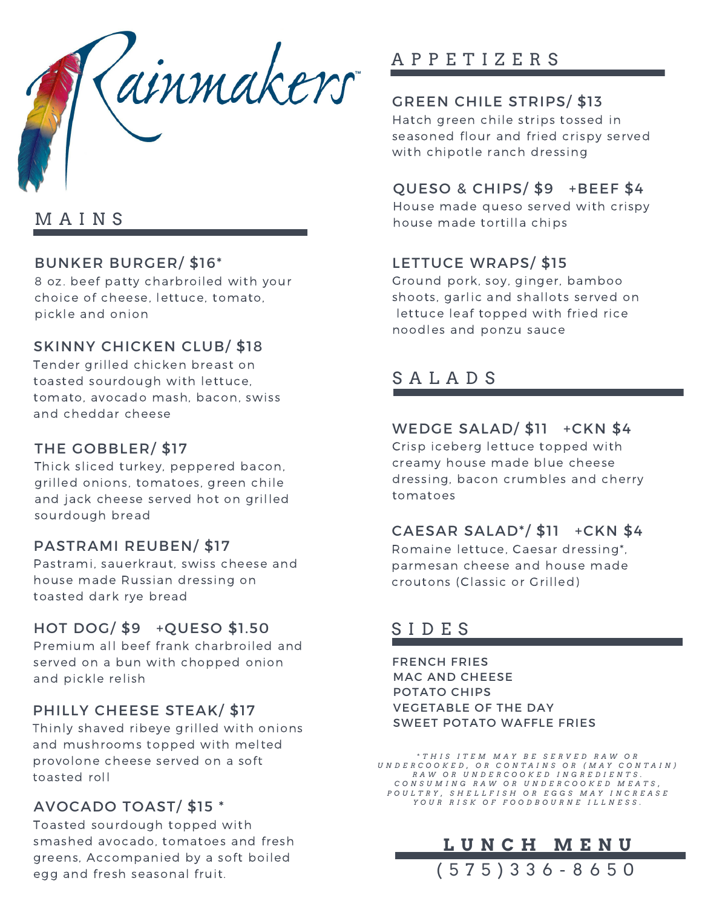# Rainmakers™

## MAINS

### BUNKER BURGER/ $16*
8 oz. beef patty charbroiled with your choice of cheese, lettuce, tomato, pickle and onion

### SKINNY CHICKEN CLUB/ $18
Tender grilled chicken breast on toasted sourdough with lettuce, tomato, avocado mash, bacon, swiss and cheddar cheese

### THE GOBBLER/ $17
Thick sliced turkey, peppered bacon, grilled onions, tomatoes, green chile and jack cheese served hot on grilled sourdough bread

### PASTRAMI REUBEN/ $17
Pastrami, sauerkraut, swiss cheese and house made Russian dressing on toasted dark rye bread

### HOT DOG/ $9 +QUESO $1.50
Premium all beef frank charbroiled and served on a bun with chopped onion and pickle relish

### PHILLY CHEESE STEAK/ $17
Thinly shaved ribeye grilled with onions and mushrooms topped with melted provolone cheese served on a soft toasted roll

### AVOCADO TOAST/ $15 *
Toasted sourdough topped with smashed avocado, tomatoes and fresh greens, Accompanied by a soft boiled egg and fresh seasonal fruit.

## APPETIZERS

### GREEN CHILE STRIPS/ $13
Hatch green chile strips tossed in seasoned flour and fried crispy served with chipotle ranch dressing

### QUESO & CHIPS/ $9 +BEEF $4
House made queso served with crispy house made tortilla chips

### LETTUCE WRAPS/ $15
Ground pork, soy, ginger, bamboo shoots, garlic and shallots served on lettuce leaf topped with fried rice noodles and ponzu sauce

## SALADS

### WEDGE SALAD/ $11 +CKN $4
Crisp iceberg lettuce topped with creamy house made blue cheese dressing, bacon crumbles and cherry tomatoes

### CAESAR SALAD*/ $11 +CKN $4
Romaine lettuce, Caesar dressing*, parmesan cheese and house made croutons (Classic or Grilled)

## SIDES

- FRENCH FRIES
- MAC AND CHEESE
- POTATO CHIPS
- VEGETABLE OF THE DAY
- SWEET POTATO WAFFLE FRIES

*THIS ITEM MAY BE SERVED RAW OR UNDERCOOKED, OR CONTAINS OR (MAY CONTAIN) RAW OR UNDERCOOKED INGREDIENTS. CONSUMING RAW OR UNDERCOOKED MEATS, POULTRY, SHELLFISH OR EGGS MAY INCREASE YOUR RISK OF FOODBOURNE ILLNESS.

## LUNCH MENU

(575)336-8650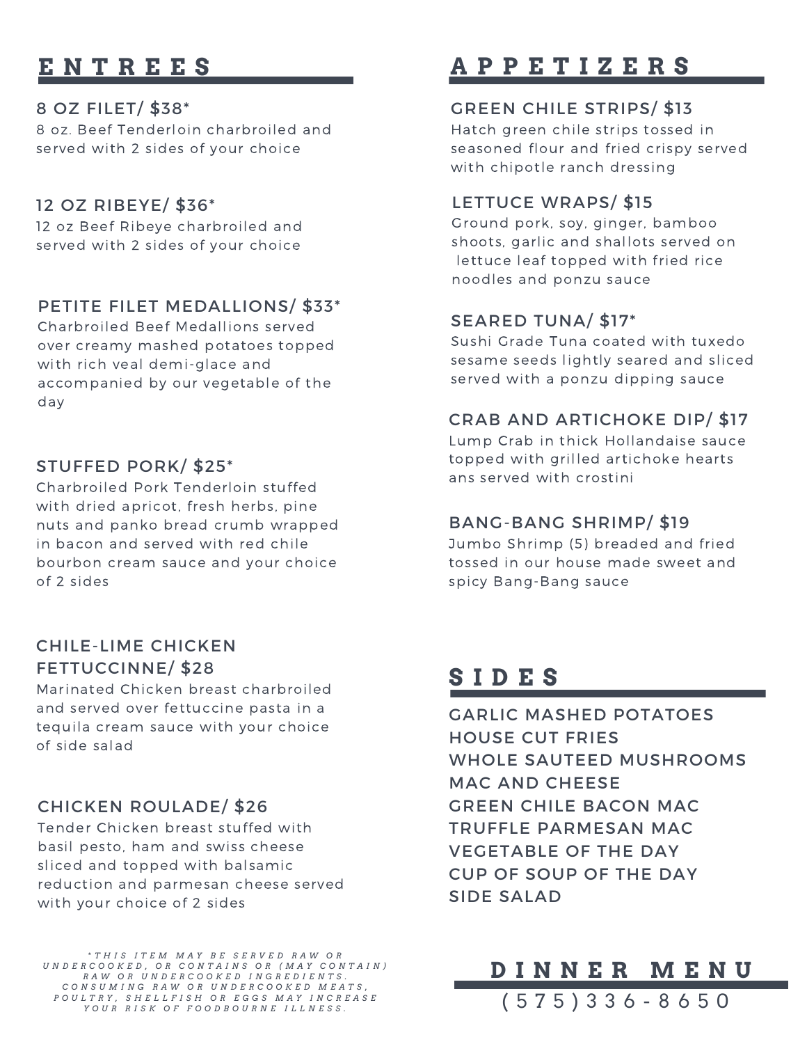# ENTREES

### 8 OZ FILET/ $38*

8 oz. Beef Tenderloin charbroiled and served with 2 sides of your choice

### 12 OZ RIBEYE/ $36*

12 oz Beef Ribeye charbroiled and served with 2 sides of your choice

### PETITE FILET MEDALLIONS/ $33*

Charbroiled Beef Medallions served over creamy mashed potatoes topped with rich veal demi-glace and accompanied by our vegetable of the day

### STUFFED PORK/ $25*

Charbroiled Pork Tenderloin stuffed with dried apricot, fresh herbs, pine nuts and panko bread crumb wrapped in bacon and served with red chile bourbon cream sauce and your choice of 2 sides

### CHILE-LIME CHICKEN FETTUCCINNE/ $28

Marinated Chicken breast charbroiled and served over fettuccine pasta in a tequila cream sauce with your choice of side salad

### CHICKEN ROULADE/ $26

Tender Chicken breast stuffed with basil pesto, ham and swiss cheese sliced and topped with balsamic reduction and parmesan cheese served with your choice of 2 sides

*THIS ITEM MAY BE SERVED RAW OR UNDERCOOKED, OR CONTAINS OR (MAY CONTAIN) RAW OR UNDERCOOKED INGREDIENTS. CONSUMING RAW OR UNDERCOOKED MEATS, POULTRY, SHELLFISH OR EGGS MAY INCREASE YOUR RISK OF FOODBOURNE ILLNESS.

# APPETIZERS

### GREEN CHILE STRIPS/ $13

Hatch green chile strips tossed in seasoned flour and fried crispy served with chipotle ranch dressing

### LETTUCE WRAPS/ $15

Ground pork, soy, ginger, bamboo shoots, garlic and shallots served on lettuce leaf topped with fried rice noodles and ponzu sauce

### SEARED TUNA/ $17*

Sushi Grade Tuna coated with tuxedo sesame seeds lightly seared and sliced served with a ponzu dipping sauce

### CRAB AND ARTICHOKE DIP/ $17

Lump Crab in thick Hollandaise sauce topped with grilled artichoke hearts ans served with crostini

### BANG-BANG SHRIMP/ $19

Jumbo Shrimp (5) breaded and fried tossed in our house made sweet and spicy Bang-Bang sauce

# SIDES

- GARLIC MASHED POTATOES
- HOUSE CUT FRIES
- WHOLE SAUTEED MUSHROOMS
- MAC AND CHEESE
- GREEN CHILE BACON MAC
- TRUFFLE PARMESAN MAC
- VEGETABLE OF THE DAY
- CUP OF SOUP OF THE DAY
- SIDE SALAD

# DINNER MENU

(575)336-8650